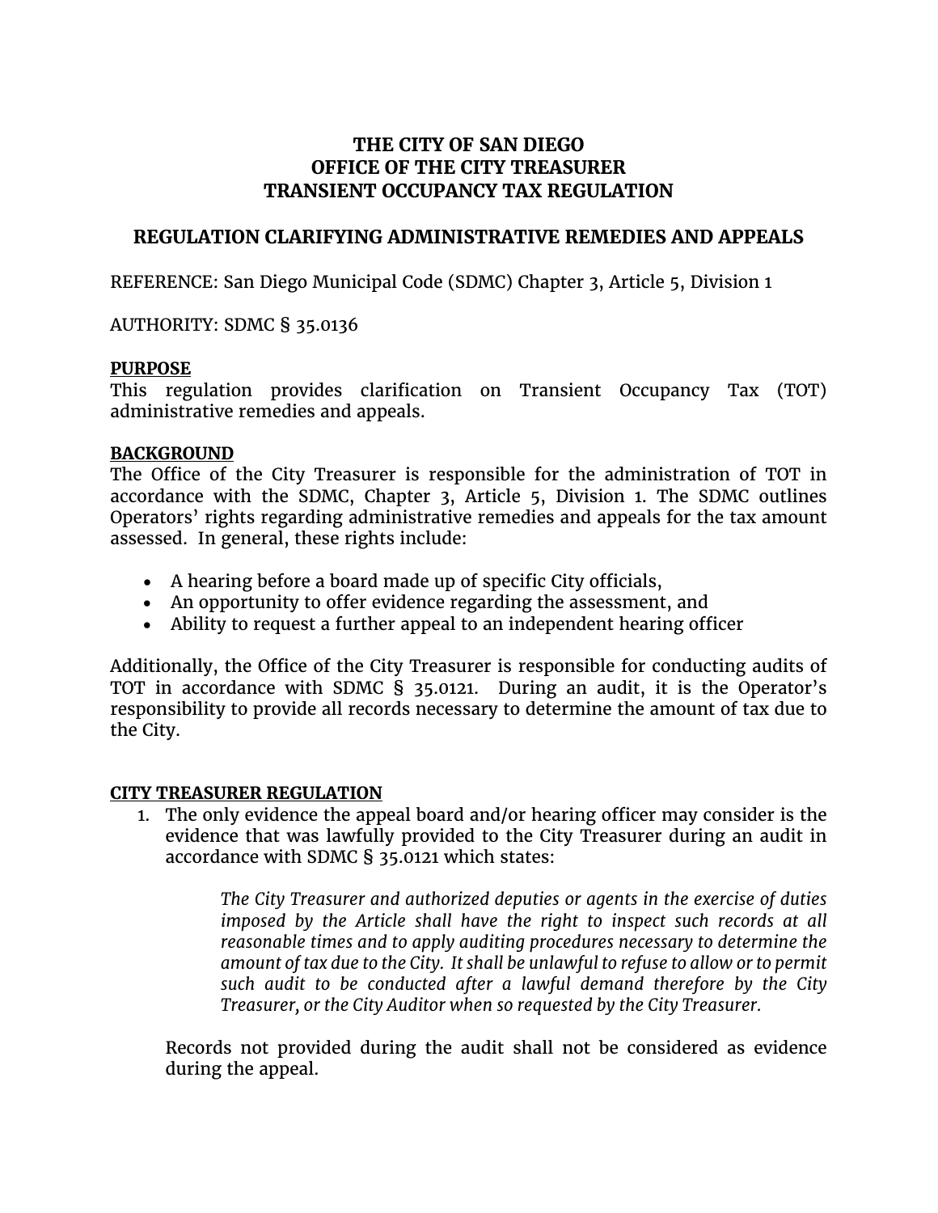# THE CITY OF SAN DIEGO
# OFFICE OF THE CITY TREASURER
# TRANSIENT OCCUPANCY TAX REGULATION

## REGULATION CLARIFYING ADMINISTRATIVE REMEDIES AND APPEALS

REFERENCE: San Diego Municipal Code (SDMC) Chapter 3, Article 5, Division 1

AUTHORITY: SDMC § 35.0136

**PURPOSE**

This regulation provides clarification on Transient Occupancy Tax (TOT) administrative remedies and appeals.

**BACKGROUND**

The Office of the City Treasurer is responsible for the administration of TOT in accordance with the SDMC, Chapter 3, Article 5, Division 1. The SDMC outlines Operators' rights regarding administrative remedies and appeals for the tax amount assessed. In general, these rights include:

- A hearing before a board made up of specific City officials,
- An opportunity to offer evidence regarding the assessment, and
- Ability to request a further appeal to an independent hearing officer

Additionally, the Office of the City Treasurer is responsible for conducting audits of TOT in accordance with SDMC § 35.0121. During an audit, it is the Operator's responsibility to provide all records necessary to determine the amount of tax due to the City.

**CITY TREASURER REGULATION**

1. The only evidence the appeal board and/or hearing officer may consider is the evidence that was lawfully provided to the City Treasurer during an audit in accordance with SDMC § 35.0121 which states:

   > *The City Treasurer and authorized deputies or agents in the exercise of duties imposed by the Article shall have the right to inspect such records at all reasonable times and to apply auditing procedures necessary to determine the amount of tax due to the City. It shall be unlawful to refuse to allow or to permit such audit to be conducted after a lawful demand therefore by the City Treasurer, or the City Auditor when so requested by the City Treasurer.*

   Records not provided during the audit shall not be considered as evidence during the appeal.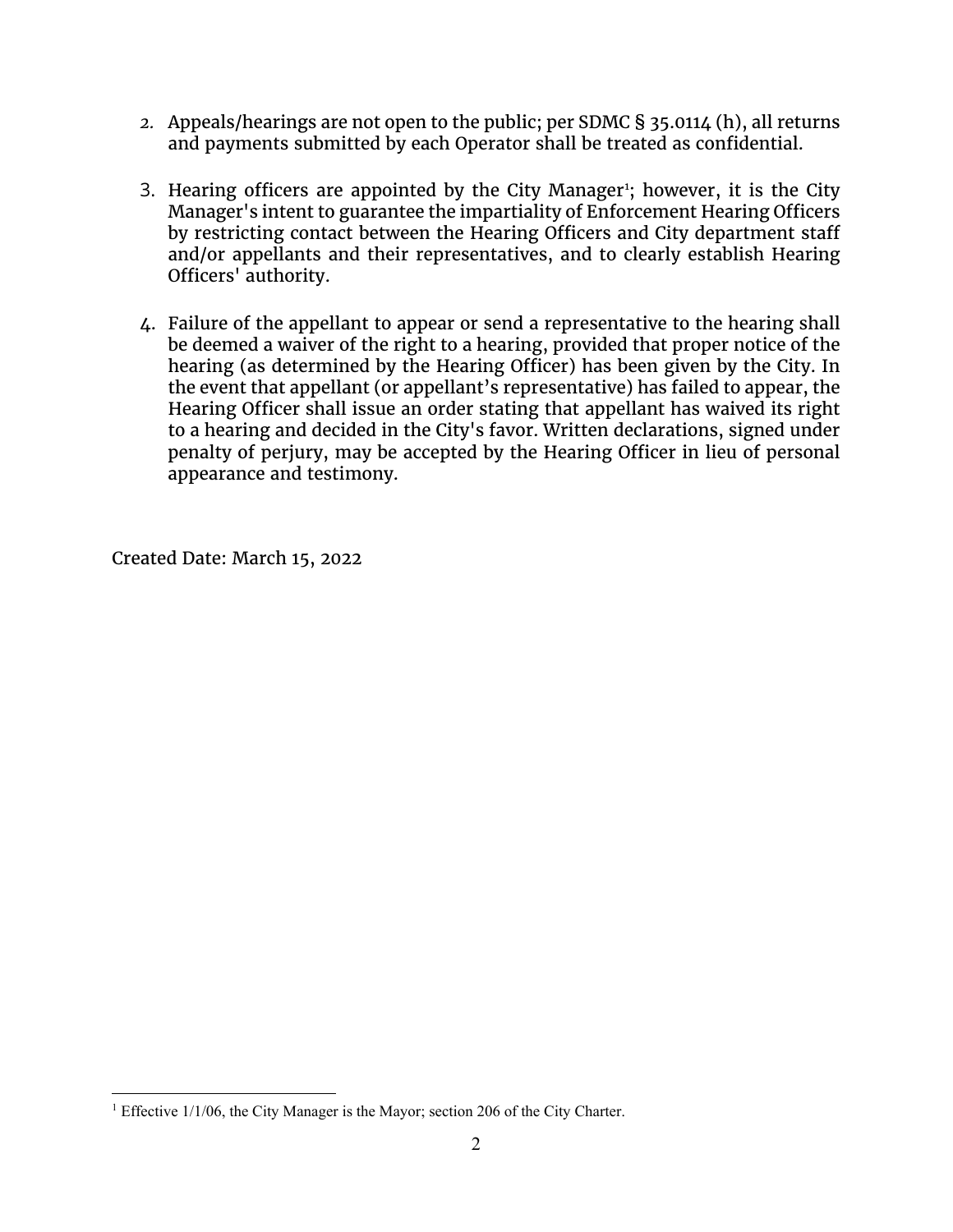2. Appeals/hearings are not open to the public; per SDMC § 35.0114 (h), all returns and payments submitted by each Operator shall be treated as confidential.

3. Hearing officers are appointed by the City Manager[1]; however, it is the City Manager's intent to guarantee the impartiality of Enforcement Hearing Officers by restricting contact between the Hearing Officers and City department staff and/or appellants and their representatives, and to clearly establish Hearing Officers' authority.

4. Failure of the appellant to appear or send a representative to the hearing shall be deemed a waiver of the right to a hearing, provided that proper notice of the hearing (as determined by the Hearing Officer) has been given by the City. In the event that appellant (or appellant's representative) has failed to appear, the Hearing Officer shall issue an order stating that appellant has waived its right to a hearing and decided in the City's favor. Written declarations, signed under penalty of perjury, may be accepted by the Hearing Officer in lieu of personal appearance and testimony.

Created Date: March 15, 2022

[1] Effective 1/1/06, the City Manager is the Mayor; section 206 of the City Charter.